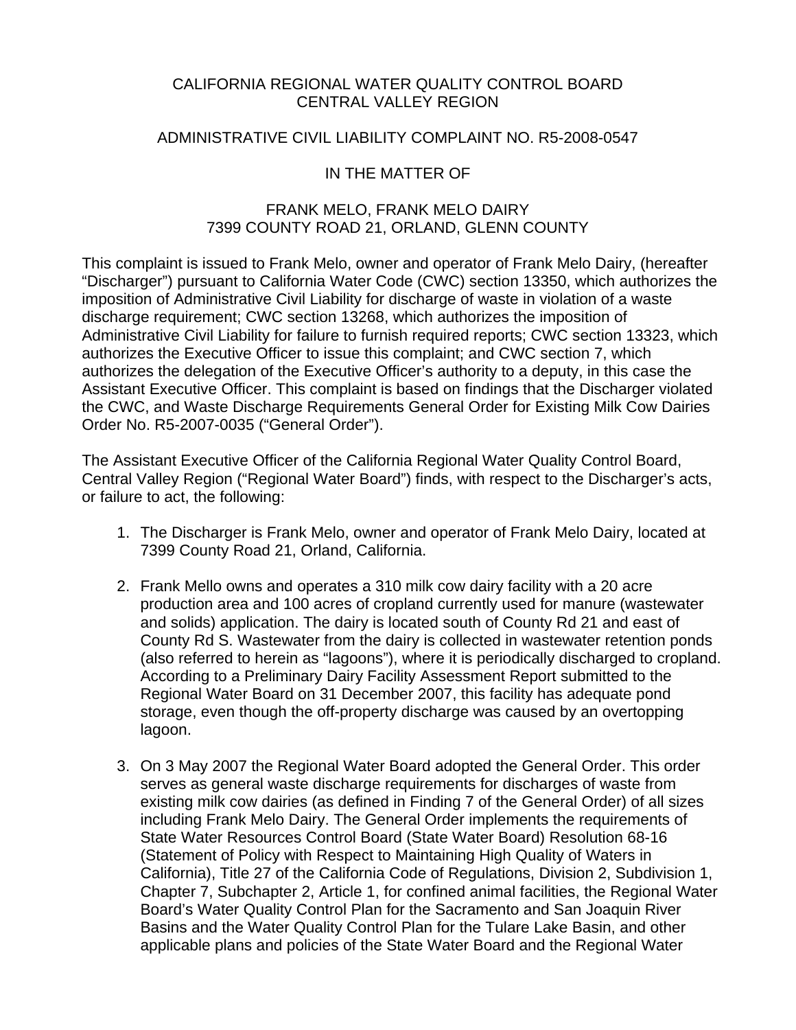CALIFORNIA REGIONAL WATER QUALITY CONTROL BOARD
CENTRAL VALLEY REGION

ADMINISTRATIVE CIVIL LIABILITY COMPLAINT NO. R5-2008-0547

IN THE MATTER OF

FRANK MELO, FRANK MELO DAIRY
7399 COUNTY ROAD 21, ORLAND, GLENN COUNTY

This complaint is issued to Frank Melo, owner and operator of Frank Melo Dairy, (hereafter "Discharger") pursuant to California Water Code (CWC) section 13350, which authorizes the imposition of Administrative Civil Liability for discharge of waste in violation of a waste discharge requirement; CWC section 13268, which authorizes the imposition of Administrative Civil Liability for failure to furnish required reports; CWC section 13323, which authorizes the Executive Officer to issue this complaint; and CWC section 7, which authorizes the delegation of the Executive Officer's authority to a deputy, in this case the Assistant Executive Officer. This complaint is based on findings that the Discharger violated the CWC, and Waste Discharge Requirements General Order for Existing Milk Cow Dairies Order No. R5-2007-0035 ("General Order").

The Assistant Executive Officer of the California Regional Water Quality Control Board, Central Valley Region ("Regional Water Board") finds, with respect to the Discharger's acts, or failure to act, the following:

1. The Discharger is Frank Melo, owner and operator of Frank Melo Dairy, located at 7399 County Road 21, Orland, California.

2. Frank Mello owns and operates a 310 milk cow dairy facility with a 20 acre production area and 100 acres of cropland currently used for manure (wastewater and solids) application. The dairy is located south of County Rd 21 and east of County Rd S. Wastewater from the dairy is collected in wastewater retention ponds (also referred to herein as "lagoons"), where it is periodically discharged to cropland. According to a Preliminary Dairy Facility Assessment Report submitted to the Regional Water Board on 31 December 2007, this facility has adequate pond storage, even though the off-property discharge was caused by an overtopping lagoon.

3. On 3 May 2007 the Regional Water Board adopted the General Order. This order serves as general waste discharge requirements for discharges of waste from existing milk cow dairies (as defined in Finding 7 of the General Order) of all sizes including Frank Melo Dairy. The General Order implements the requirements of State Water Resources Control Board (State Water Board) Resolution 68-16 (Statement of Policy with Respect to Maintaining High Quality of Waters in California), Title 27 of the California Code of Regulations, Division 2, Subdivision 1, Chapter 7, Subchapter 2, Article 1, for confined animal facilities, the Regional Water Board's Water Quality Control Plan for the Sacramento and San Joaquin River Basins and the Water Quality Control Plan for the Tulare Lake Basin, and other applicable plans and policies of the State Water Board and the Regional Water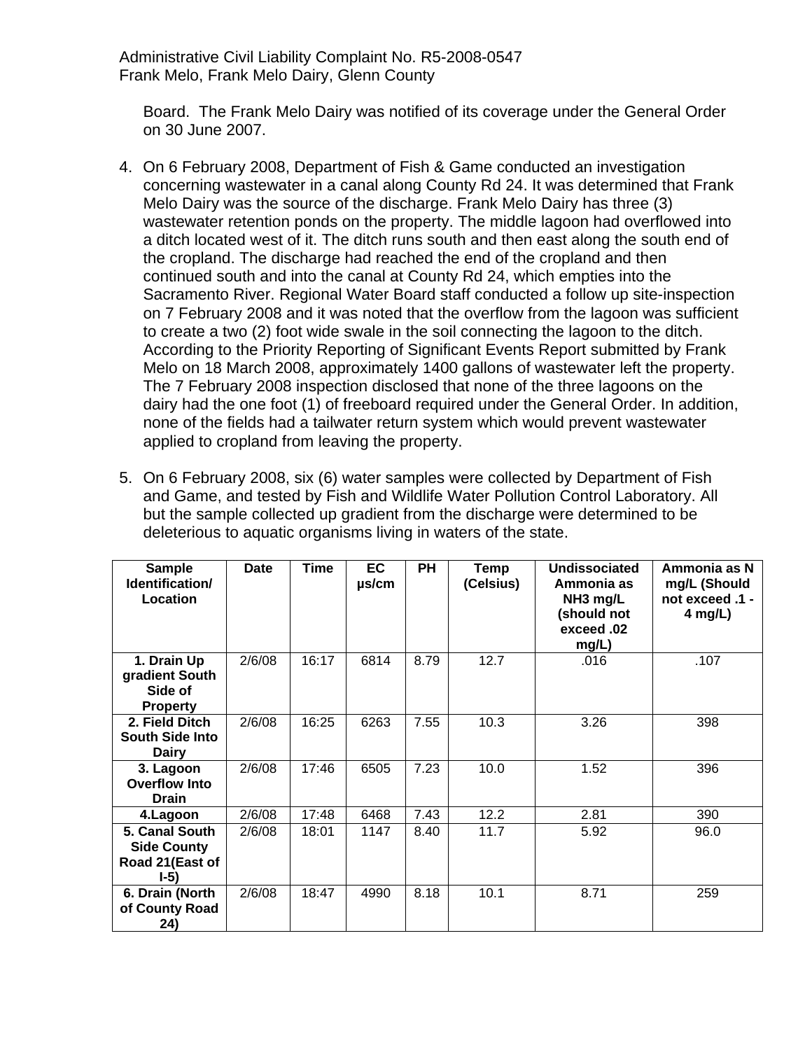Board. The Frank Melo Dairy was notified of its coverage under the General Order on 30 June 2007.

4. On 6 February 2008, Department of Fish & Game conducted an investigation concerning wastewater in a canal along County Rd 24. It was determined that Frank Melo Dairy was the source of the discharge. Frank Melo Dairy has three (3) wastewater retention ponds on the property. The middle lagoon had overflowed into a ditch located west of it. The ditch runs south and then east along the south end of the cropland. The discharge had reached the end of the cropland and then continued south and into the canal at County Rd 24, which empties into the Sacramento River. Regional Water Board staff conducted a follow up site-inspection on 7 February 2008 and it was noted that the overflow from the lagoon was sufficient to create a two (2) foot wide swale in the soil connecting the lagoon to the ditch. According to the Priority Reporting of Significant Events Report submitted by Frank Melo on 18 March 2008, approximately 1400 gallons of wastewater left the property. The 7 February 2008 inspection disclosed that none of the three lagoons on the dairy had the one foot (1) of freeboard required under the General Order. In addition, none of the fields had a tailwater return system which would prevent wastewater applied to cropland from leaving the property.

5. On 6 February 2008, six (6) water samples were collected by Department of Fish and Game, and tested by Fish and Wildlife Water Pollution Control Laboratory. All but the sample collected up gradient from the discharge were determined to be deleterious to aquatic organisms living in waters of the state.

| Sample Identification/ Location | Date | Time | EC µs/cm | PH | Temp (Celsius) | Undissociated Ammonia as NH3 mg/L (should not exceed .02 mg/L) | Ammonia as N mg/L (Should not exceed .1 - 4 mg/L) |
|---|---|---|---|---|---|---|---|
| 1. Drain Up gradient South Side of Property | 2/6/08 | 16:17 | 6814 | 8.79 | 12.7 | .016 | .107 |
| 2. Field Ditch South Side Into Dairy | 2/6/08 | 16:25 | 6263 | 7.55 | 10.3 | 3.26 | 398 |
| 3. Lagoon Overflow Into Drain | 2/6/08 | 17:46 | 6505 | 7.23 | 10.0 | 1.52 | 396 |
| 4.Lagoon | 2/6/08 | 17:48 | 6468 | 7.43 | 12.2 | 2.81 | 390 |
| 5. Canal South Side County Road 21(East of I-5) | 2/6/08 | 18:01 | 1147 | 8.40 | 11.7 | 5.92 | 96.0 |
| 6. Drain (North of County Road 24) | 2/6/08 | 18:47 | 4990 | 8.18 | 10.1 | 8.71 | 259 |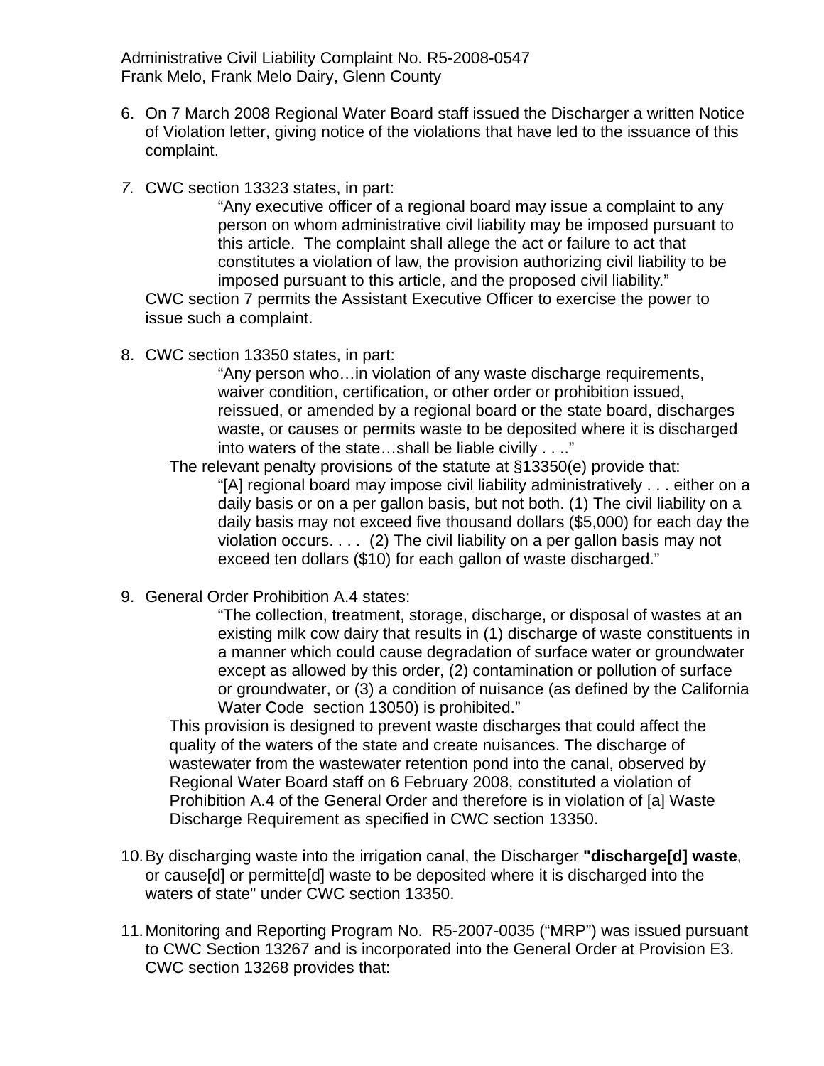6. On 7 March 2008 Regional Water Board staff issued the Discharger a written Notice of Violation letter, giving notice of the violations that have led to the issuance of this complaint.

7. CWC section 13323 states, in part:

   > "Any executive officer of a regional board may issue a complaint to any person on whom administrative civil liability may be imposed pursuant to this article. The complaint shall allege the act or failure to act that constitutes a violation of law, the provision authorizing civil liability to be imposed pursuant to this article, and the proposed civil liability."

   CWC section 7 permits the Assistant Executive Officer to exercise the power to issue such a complaint.

8. CWC section 13350 states, in part:

   > "Any person who…in violation of any waste discharge requirements, waiver condition, certification, or other order or prohibition issued, reissued, or amended by a regional board or the state board, discharges waste, or causes or permits waste to be deposited where it is discharged into waters of the state…shall be liable civilly . . .."

   The relevant penalty provisions of the statute at §13350(e) provide that:

   > "[A] regional board may impose civil liability administratively . . . either on a daily basis or on a per gallon basis, but not both. (1) The civil liability on a daily basis may not exceed five thousand dollars ($5,000) for each day the violation occurs. . . . (2) The civil liability on a per gallon basis may not exceed ten dollars ($10) for each gallon of waste discharged."

9. General Order Prohibition A.4 states:

   > "The collection, treatment, storage, discharge, or disposal of wastes at an existing milk cow dairy that results in (1) discharge of waste constituents in a manner which could cause degradation of surface water or groundwater except as allowed by this order, (2) contamination or pollution of surface or groundwater, or (3) a condition of nuisance (as defined by the California Water Code section 13050) is prohibited."

   This provision is designed to prevent waste discharges that could affect the quality of the waters of the state and create nuisances. The discharge of wastewater from the wastewater retention pond into the canal, observed by Regional Water Board staff on 6 February 2008, constituted a violation of Prohibition A.4 of the General Order and therefore is in violation of [a] Waste Discharge Requirement as specified in CWC section 13350.

10. By discharging waste into the irrigation canal, the Discharger **"discharge[d] waste**, or cause[d] or permitte[d] waste to be deposited where it is discharged into the waters of state" under CWC section 13350.

11. Monitoring and Reporting Program No. R5-2007-0035 ("MRP") was issued pursuant to CWC Section 13267 and is incorporated into the General Order at Provision E3. CWC section 13268 provides that: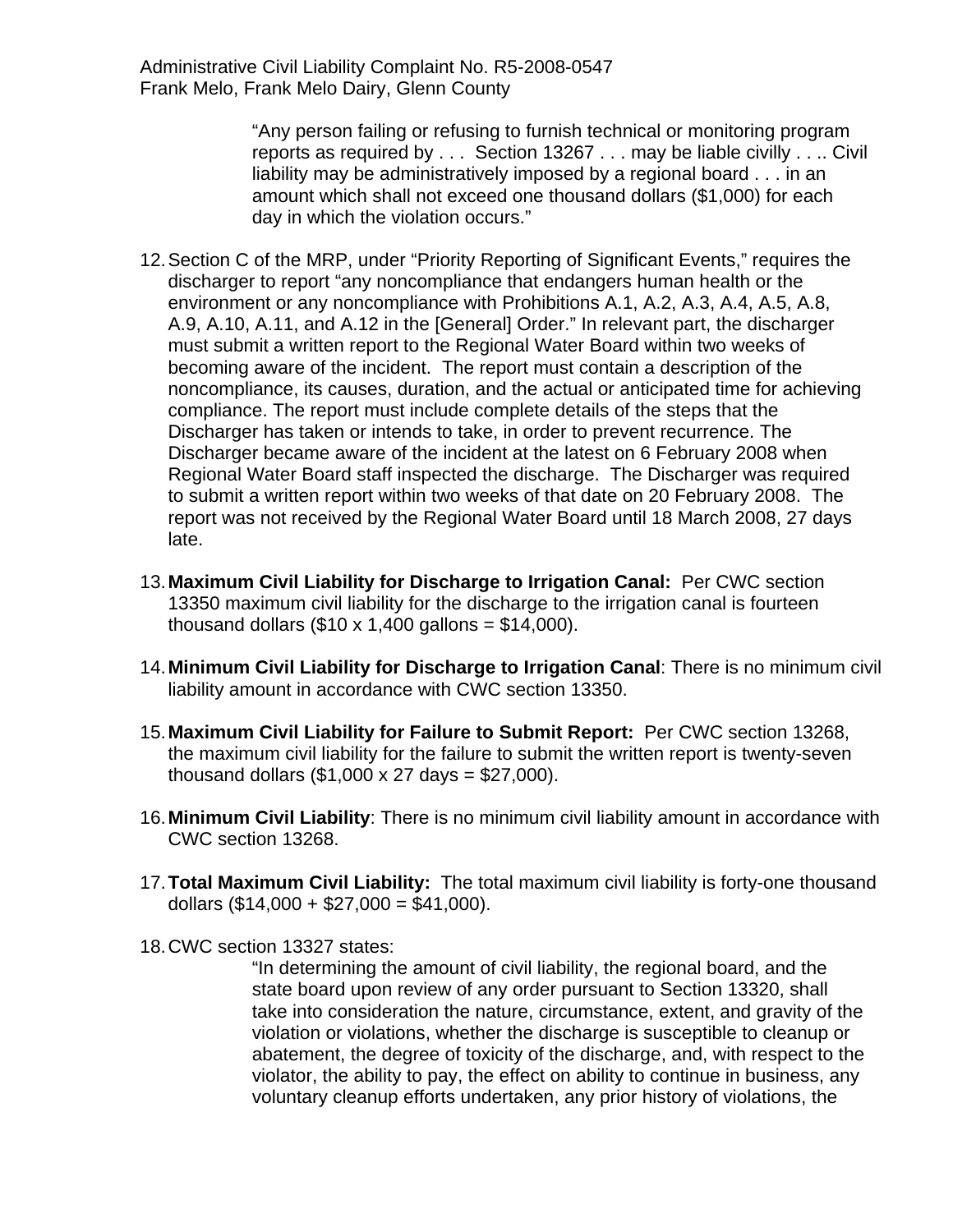> "Any person failing or refusing to furnish technical or monitoring program reports as required by . . . Section 13267 . . . may be liable civilly . . .. Civil liability may be administratively imposed by a regional board . . . in an amount which shall not exceed one thousand dollars ($1,000) for each day in which the violation occurs."

12. Section C of the MRP, under "Priority Reporting of Significant Events," requires the discharger to report "any noncompliance that endangers human health or the environment or any noncompliance with Prohibitions A.1, A.2, A.3, A.4, A.5, A.8, A.9, A.10, A.11, and A.12 in the [General] Order." In relevant part, the discharger must submit a written report to the Regional Water Board within two weeks of becoming aware of the incident. The report must contain a description of the noncompliance, its causes, duration, and the actual or anticipated time for achieving compliance. The report must include complete details of the steps that the Discharger has taken or intends to take, in order to prevent recurrence. The Discharger became aware of the incident at the latest on 6 February 2008 when Regional Water Board staff inspected the discharge. The Discharger was required to submit a written report within two weeks of that date on 20 February 2008. The report was not received by the Regional Water Board until 18 March 2008, 27 days late.

13. **Maximum Civil Liability for Discharge to Irrigation Canal:** Per CWC section 13350 maximum civil liability for the discharge to the irrigation canal is fourteen thousand dollars ($10 x 1,400 gallons = $14,000).

14. **Minimum Civil Liability for Discharge to Irrigation Canal**: There is no minimum civil liability amount in accordance with CWC section 13350.

15. **Maximum Civil Liability for Failure to Submit Report:** Per CWC section 13268, the maximum civil liability for the failure to submit the written report is twenty-seven thousand dollars ($1,000 x 27 days = $27,000).

16. **Minimum Civil Liability**: There is no minimum civil liability amount in accordance with CWC section 13268.

17. **Total Maximum Civil Liability:** The total maximum civil liability is forty-one thousand dollars ($14,000 + $27,000 = $41,000).

18. CWC section 13327 states:

> "In determining the amount of civil liability, the regional board, and the state board upon review of any order pursuant to Section 13320, shall take into consideration the nature, circumstance, extent, and gravity of the violation or violations, whether the discharge is susceptible to cleanup or abatement, the degree of toxicity of the discharge, and, with respect to the violator, the ability to pay, the effect on ability to continue in business, any voluntary cleanup efforts undertaken, any prior history of violations, the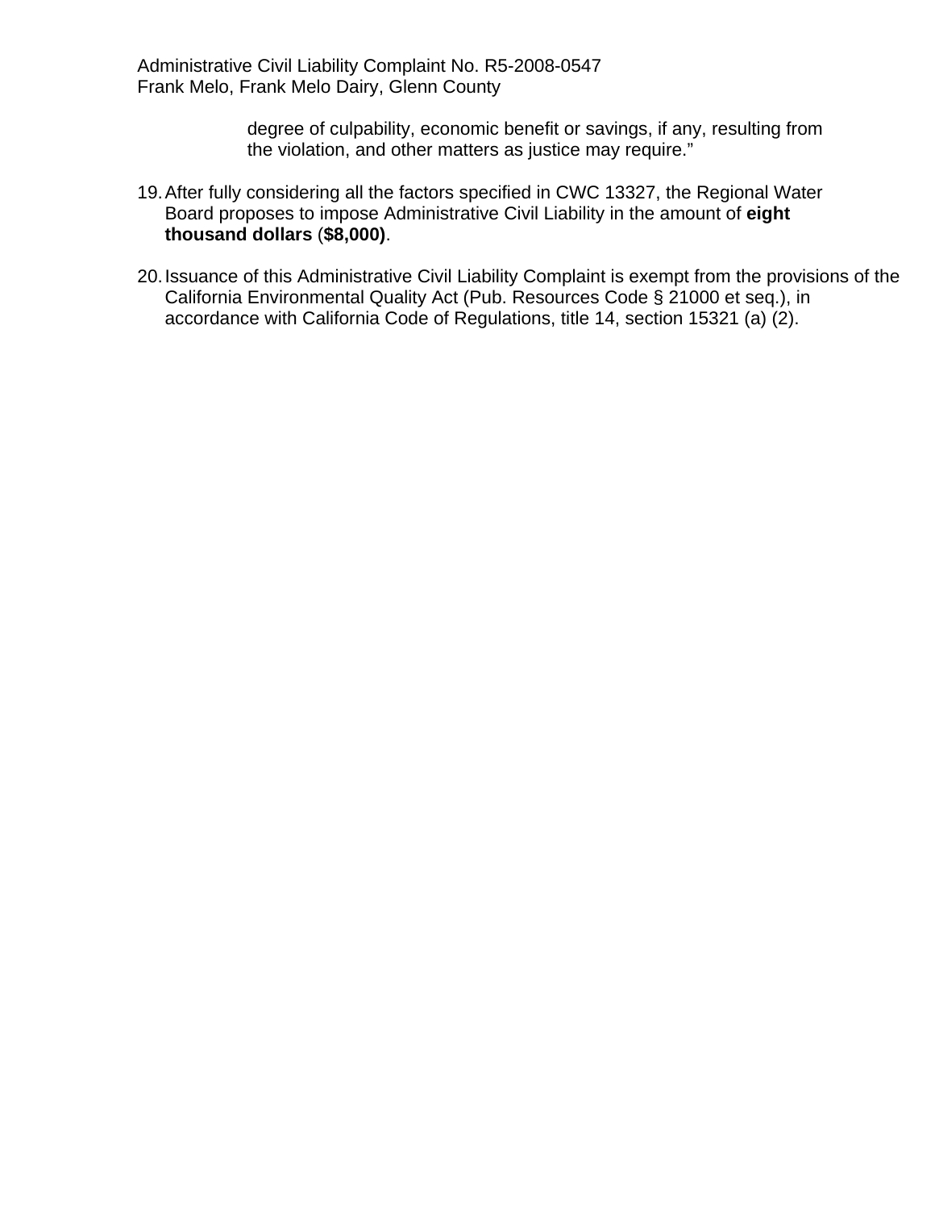degree of culpability, economic benefit or savings, if any, resulting from the violation, and other matters as justice may require."

19. After fully considering all the factors specified in CWC 13327, the Regional Water Board proposes to impose Administrative Civil Liability in the amount of **eight thousand dollars** (**$8,000)**.

20. Issuance of this Administrative Civil Liability Complaint is exempt from the provisions of the California Environmental Quality Act (Pub. Resources Code § 21000 et seq.), in accordance with California Code of Regulations, title 14, section 15321 (a) (2).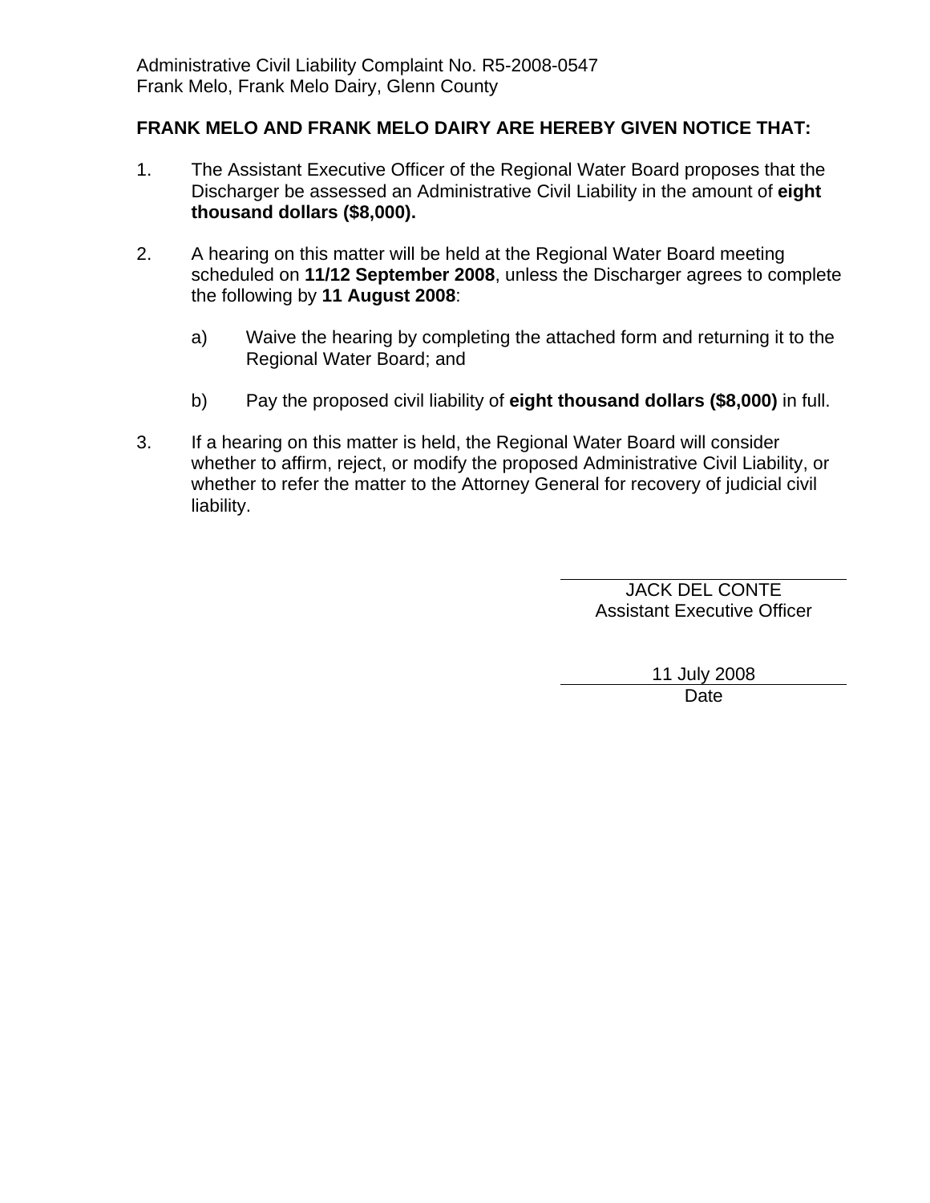Administrative Civil Liability Complaint No. R5-2008-0547
Frank Melo, Frank Melo Dairy, Glenn County

**FRANK MELO AND FRANK MELO DAIRY ARE HEREBY GIVEN NOTICE THAT:**

1. The Assistant Executive Officer of the Regional Water Board proposes that the Discharger be assessed an Administrative Civil Liability in the amount of **eight thousand dollars ($8,000).**

2. A hearing on this matter will be held at the Regional Water Board meeting scheduled on **11/12 September 2008**, unless the Discharger agrees to complete the following by **11 August 2008**:

   a) Waive the hearing by completing the attached form and returning it to the Regional Water Board; and

   b) Pay the proposed civil liability of **eight thousand dollars ($8,000)** in full.

3. If a hearing on this matter is held, the Regional Water Board will consider whether to affirm, reject, or modify the proposed Administrative Civil Liability, or whether to refer the matter to the Attorney General for recovery of judicial civil liability.

JACK DEL CONTE
Assistant Executive Officer

11 July 2008
Date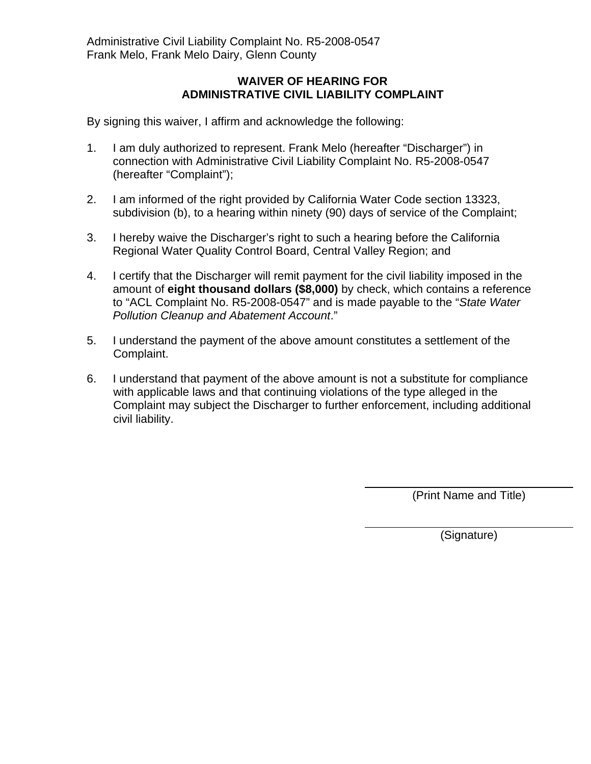Administrative Civil Liability Complaint No. R5-2008-0547
Frank Melo, Frank Melo Dairy, Glenn County

## WAIVER OF HEARING FOR
## ADMINISTRATIVE CIVIL LIABILITY COMPLAINT

By signing this waiver, I affirm and acknowledge the following:

1. I am duly authorized to represent. Frank Melo (hereafter "Discharger") in connection with Administrative Civil Liability Complaint No. R5-2008-0547 (hereafter "Complaint");

2. I am informed of the right provided by California Water Code section 13323, subdivision (b), to a hearing within ninety (90) days of service of the Complaint;

3. I hereby waive the Discharger's right to such a hearing before the California Regional Water Quality Control Board, Central Valley Region; and

4. I certify that the Discharger will remit payment for the civil liability imposed in the amount of **eight thousand dollars ($8,000)** by check, which contains a reference to "ACL Complaint No. R5-2008-0547" and is made payable to the "*State Water Pollution Cleanup and Abatement Account*."

5. I understand the payment of the above amount constitutes a settlement of the Complaint.

6. I understand that payment of the above amount is not a substitute for compliance with applicable laws and that continuing violations of the type alleged in the Complaint may subject the Discharger to further enforcement, including additional civil liability.

\_\_\_\_\_\_\_\_\_\_\_\_\_\_\_\_\_\_\_\_\_\_\_\_\_\_\_\_\_\_\_\_
(Print Name and Title)

\_\_\_\_\_\_\_\_\_\_\_\_\_\_\_\_\_\_\_\_\_\_\_\_\_\_\_\_\_\_\_\_
(Signature)